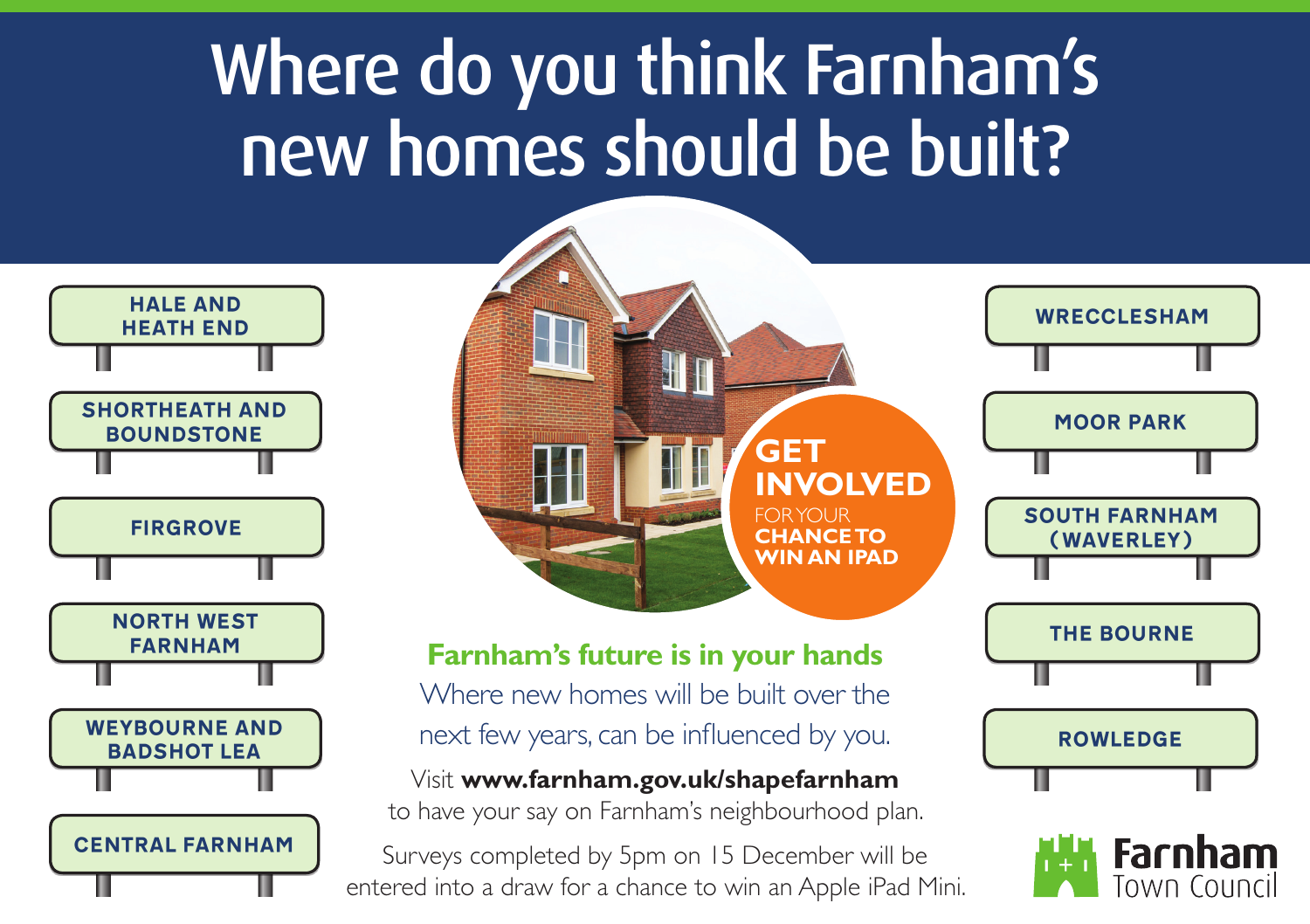# Where do you think Farnham's new homes should be built?

- HALE AND HEATH END
- SHORTHEATH AND BOUNDSTONE
- FIRGROVE
- NORTH WEST FARNHAM
- WEYBOURNE AND BADSHOT LEA
- CENTRAL FARNHAM
- WRECCLESHAM
- MOOR PARK
- SOUTH FARNHAM (WAVERLEY)
- THE BOURNE
- ROWLEDGE

**GET INVOLVED** FOR YOUR **CHANCE TO WIN AN IPAD**

## Farnham's future is in your hands

Where new homes will be built over the next few years, can be influenced by you.

Visit **www.farnham.gov.uk/shapefarnham** to have your say on Farnham's neighbourhood plan.

Surveys completed by 5pm on 15 December will be entered into a draw for a chance to win an Apple iPad Mini.

**Farnham** Town Council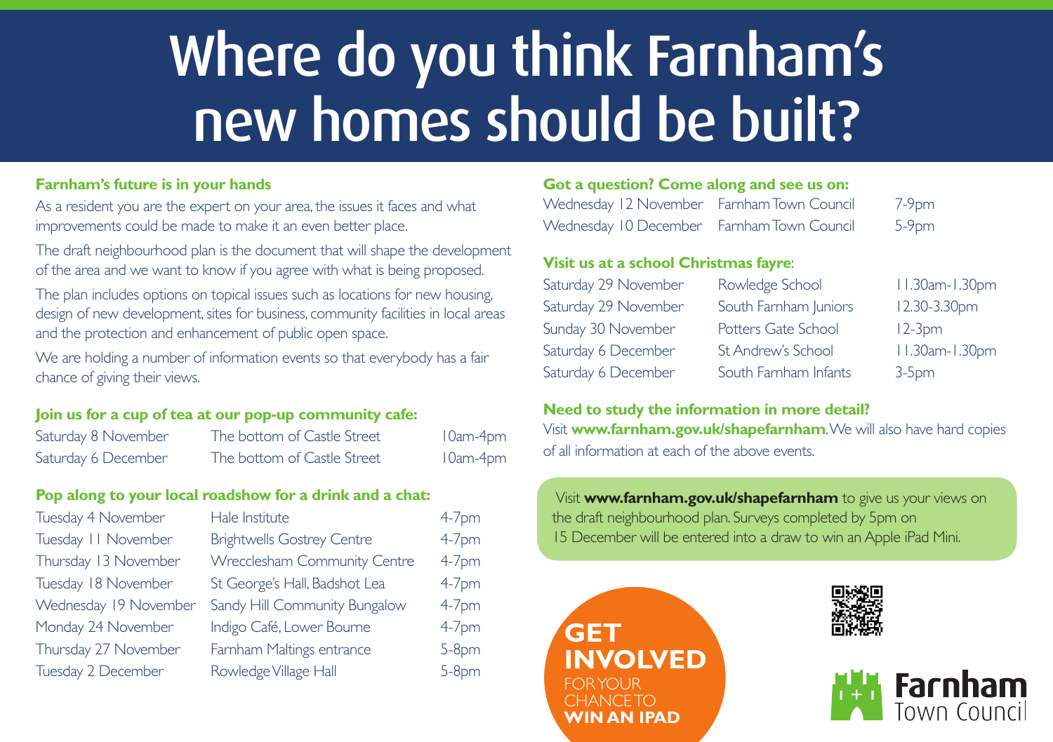# Where do you think Farnham's new homes should be built?

### Farnham's future is in your hands

As a resident you are the expert on your area, the issues it faces and what improvements could be made to make it an even better place.

The draft neighbourhood plan is the document that will shape the development of the area and we want to know if you agree with what is being proposed.

The plan includes options on topical issues such as locations for new housing, design of new development, sites for business, community facilities in local areas and the protection and enhancement of public open space.

We are holding a number of information events so that everybody has a fair chance of giving their views.

### Join us for a cup of tea at our pop-up community cafe:

| | | |
|---|---|---|
| Saturday 8 November | The bottom of Castle Street | 10am-4pm |
| Saturday 6 December | The bottom of Castle Street | 10am-4pm |

### Pop along to your local roadshow for a drink and a chat:

| | | |
|---|---|---|
| Tuesday 4 November | Hale Institute | 4-7pm |
| Tuesday 11 November | Brightwells Gostrey Centre | 4-7pm |
| Thursday 13 November | Wrecclesham Community Centre | 4-7pm |
| Tuesday 18 November | St George's Hall, Badshot Lea | 4-7pm |
| Wednesday 19 November | Sandy Hill Community Bungalow | 4-7pm |
| Monday 24 November | Indigo Café, Lower Bourne | 4-7pm |
| Thursday 27 November | Farnham Maltings entrance | 5-8pm |
| Tuesday 2 December | Rowledge Village Hall | 5-8pm |

### Got a question? Come along and see us on:

| | | |
|---|---|---|
| Wednesday 12 November | Farnham Town Council | 7-9pm |
| Wednesday 10 December | Farnham Town Council | 5-9pm |

### Visit us at a school Christmas fayre:

| | | |
|---|---|---|
| Saturday 29 November | Rowledge School | 11.30am-1.30pm |
| Saturday 29 November | South Farnham Juniors | 12.30-3.30pm |
| Sunday 30 November | Potters Gate School | 12-3pm |
| Saturday 6 December | St Andrew's School | 11.30am-1.30pm |
| Saturday 6 December | South Farnham Infants | 3-5pm |

### Need to study the information in more detail?

Visit **www.farnham.gov.uk/shapefarnham**. We will also have hard copies of all information at each of the above events.

Visit **www.farnham.gov.uk/shapefarnham** to give us your views on the draft neighbourhood plan. Surveys completed by 5pm on 15 December will be entered into a draw to win an Apple iPad Mini.

**GET INVOLVED**
FOR YOUR CHANCE TO
**WIN AN IPAD**

Farnham Town Council